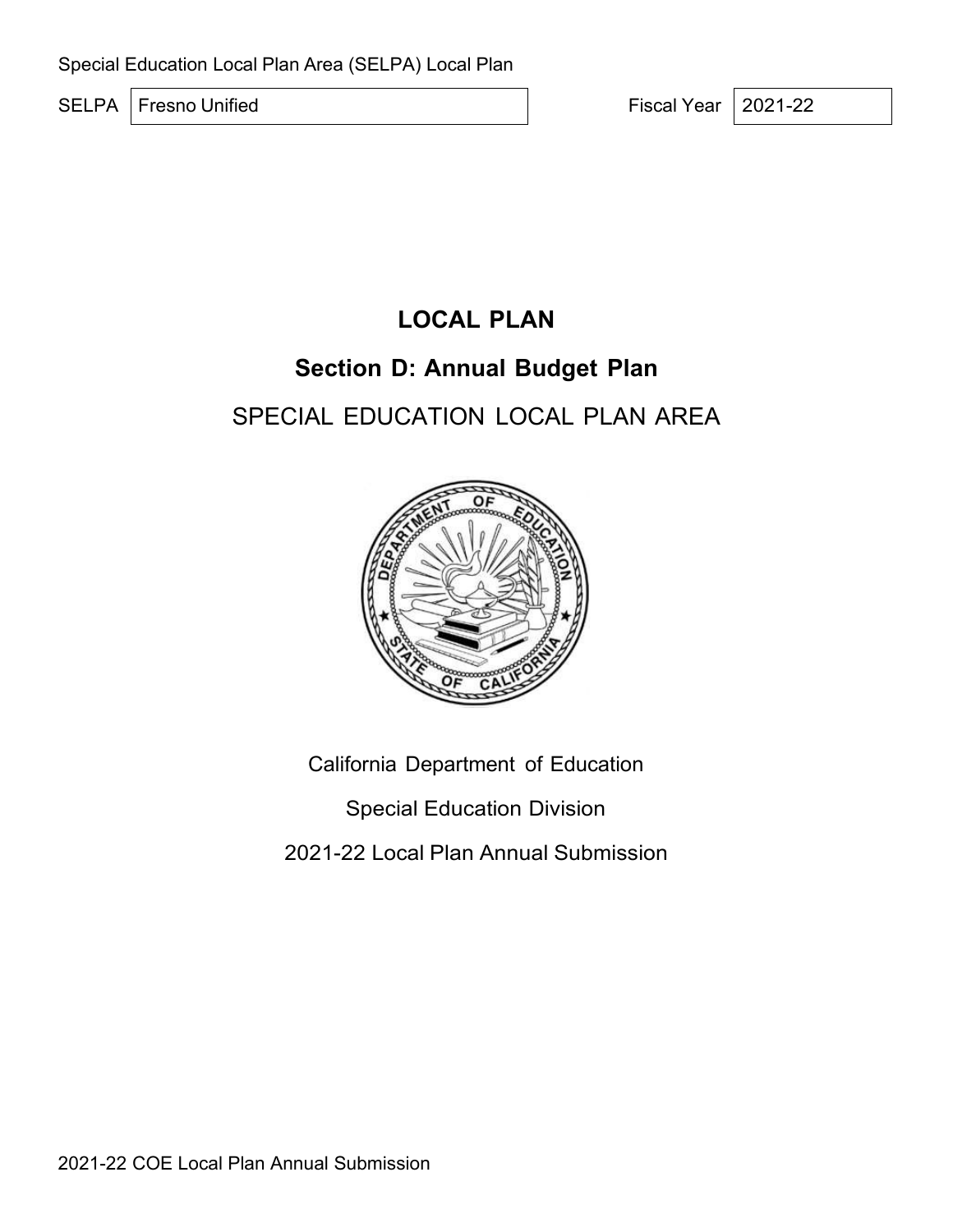Special Education Local Plan Area (SELPA) Local Plan

| SELPA | Fresno Unified | Fiscal Year | 2021-22 |
|---|---|---|---|

# LOCAL PLAN

## Section D: Annual Budget Plan

## SPECIAL EDUCATION LOCAL PLAN AREA

California Department of Education

Special Education Division

2021-22 Local Plan Annual Submission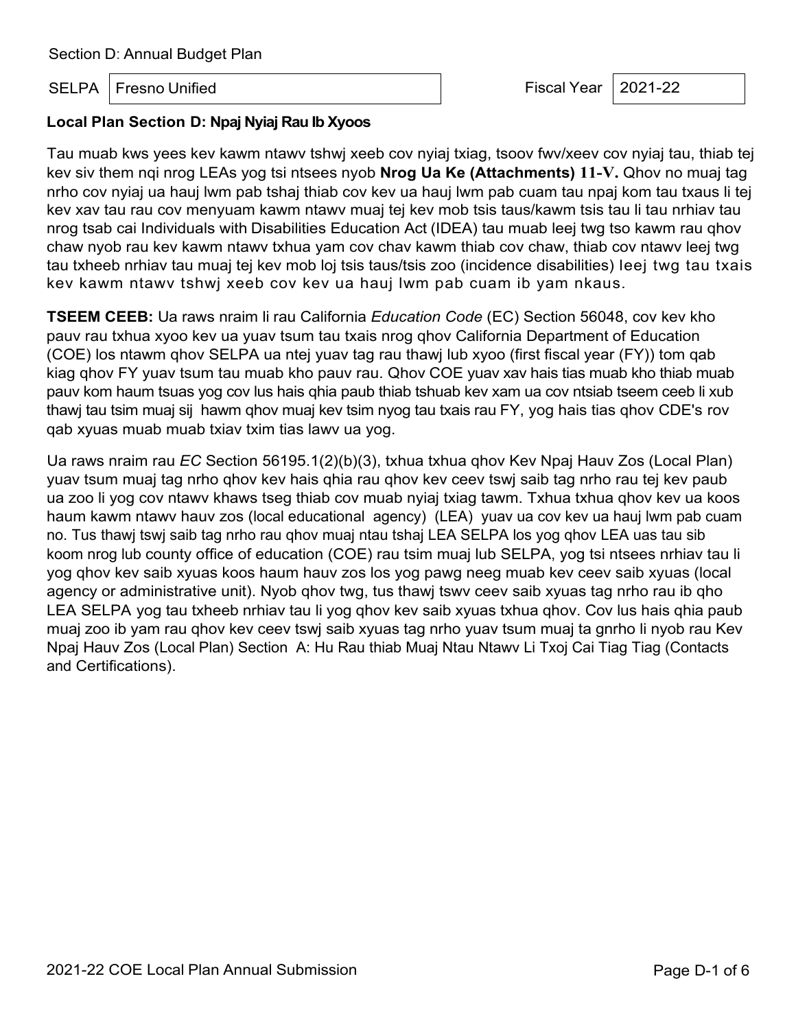Section D: Annual Budget Plan

| SELPA | Fresno Unified | Fiscal Year | 2021-22 |
|---|---|---|---|

**Local Plan Section D: Npaj Nyiaj Rau Ib Xyoos**

Tau muab kws yees kev kawm ntawv tshwj xeeb cov nyiaj txiag, tsoov fwv/xeev cov nyiaj tau, thiab tej kev siv them nqi nrog LEAs yog tsi ntsees nyob **Nrog Ua Ke (Attachments) 11-V.** Qhov no muaj tag nrho cov nyiaj ua hauj lwm pab tshaj thiab cov kev ua hauj lwm pab cuam tau npaj kom tau txaus li tej kev xav tau rau cov menyuam kawm ntawv muaj tej kev mob tsis taus/kawm tsis tau li tau nrhiav tau nrog tsab cai Individuals with Disabilities Education Act (IDEA) tau muab leej twg tso kawm rau qhov chaw nyob rau kev kawm ntawv txhua yam cov chav kawm thiab cov chaw, thiab cov ntawv leej twg tau txheeb nrhiav tau muaj tej kev mob loj tsis taus/tsis zoo (incidence disabilities) leej twg tau txais kev kawm ntawv tshwj xeeb cov kev ua hauj lwm pab cuam ib yam nkaus.

**TSEEM CEEB:** Ua raws nraim li rau California *Education Code* (EC) Section 56048, cov kev kho pauv rau txhua xyoo kev ua yuav tsum tau txais nrog qhov California Department of Education (COE) los ntawm qhov SELPA ua ntej yuav tag rau thawj lub xyoo (first fiscal year (FY)) tom qab kiag qhov FY yuav tsum tau muab kho pauv rau. Qhov COE yuav xav hais tias muab kho thiab muab pauv kom haum tsuas yog cov lus hais qhia paub thiab tshuab kev xam ua cov ntsiab tseem ceeb li xub thawj tau tsim muaj sij hawm qhov muaj kev tsim nyog tau txais rau FY, yog hais tias qhov CDE's rov qab xyuas muab muab txiav txim tias lawv ua yog.

Ua raws nraim rau *EC* Section 56195.1(2)(b)(3), txhua txhua qhov Kev Npaj Hauv Zos (Local Plan) yuav tsum muaj tag nrho qhov kev hais qhia rau qhov kev ceev tswj saib tag nrho rau tej kev paub ua zoo li yog cov ntawv khaws tseg thiab cov muab nyiaj txiag tawm. Txhua txhua qhov kev ua koos haum kawm ntawv hauv zos (local educational agency) (LEA) yuav ua cov kev ua hauj lwm pab cuam no. Tus thawj tswj saib tag nrho rau qhov muaj ntau tshaj LEA SELPA los yog qhov LEA uas tau sib koom nrog lub county office of education (COE) rau tsim muaj lub SELPA, yog tsi ntsees nrhiav tau li yog qhov kev saib xyuas koos haum hauv zos los yog pawg neeg muab kev ceev saib xyuas (local agency or administrative unit). Nyob qhov twg, tus thawj tswv ceev saib xyuas tag nrho rau ib qho LEA SELPA yog tau txheeb nrhiav tau li yog qhov kev saib xyuas txhua qhov. Cov lus hais qhia paub muaj zoo ib yam rau qhov kev ceev tswj saib xyuas tag nrho yuav tsum muaj ta gnrho li nyob rau Kev Npaj Hauv Zos (Local Plan) Section A: Hu Rau thiab Muaj Ntau Ntawv Li Txoj Cai Tiag Tiag (Contacts and Certifications).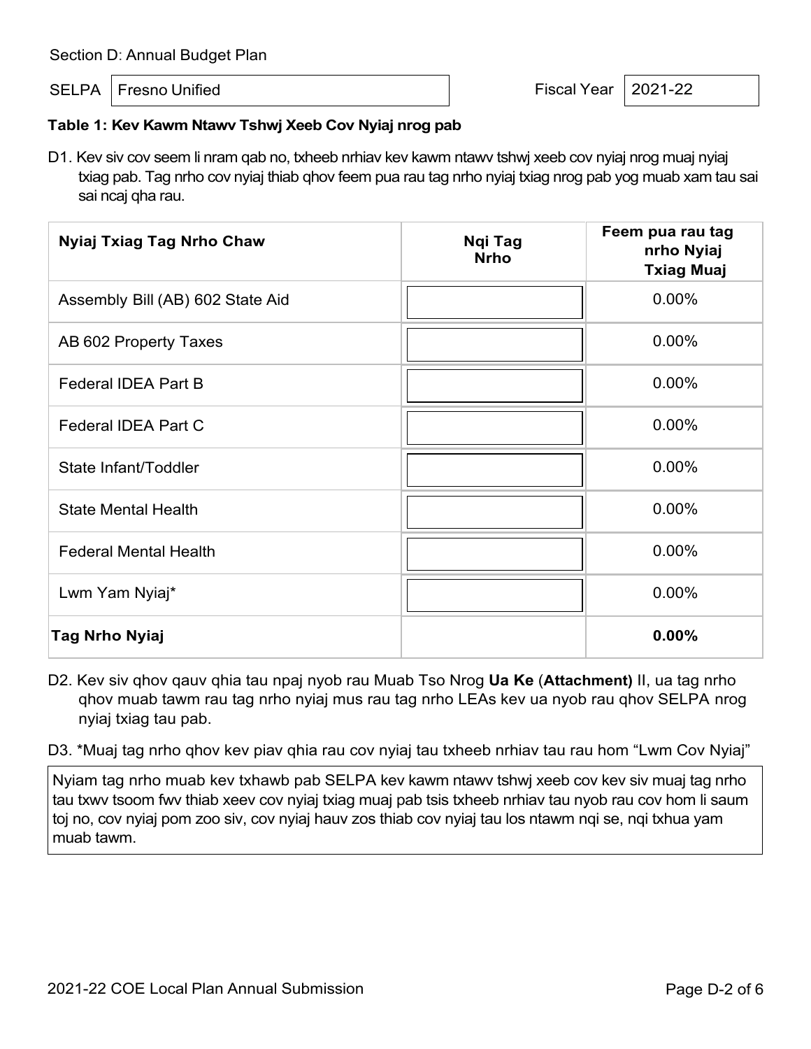Section D: Annual Budget Plan

SELPA: Fresno Unified

Fiscal Year: 2021-22

**Table 1: Kev Kawm Ntawv Tshwj Xeeb Cov Nyiaj nrog pab**

D1. Kev siv cov seem li nram qab no, txheeb nrhiav kev kawm ntawv tshwj xeeb cov nyiaj nrog muaj nyiaj txiag pab. Tag nrho cov nyiaj thiab qhov feem pua rau tag nrho nyiaj txiag nrog pab yog muab xam tau sai sai ncaj qha rau.

| Nyiaj Txiag Tag Nrho Chaw | Nqi Tag Nrho | Feem pua rau tag nrho Nyiaj Txiag Muaj |
|---|---|---|
| Assembly Bill (AB) 602 State Aid | | 0.00% |
| AB 602 Property Taxes | | 0.00% |
| Federal IDEA Part B | | 0.00% |
| Federal IDEA Part C | | 0.00% |
| State Infant/Toddler | | 0.00% |
| State Mental Health | | 0.00% |
| Federal Mental Health | | 0.00% |
| Lwm Yam Nyiaj* | | 0.00% |
| **Tag Nrho Nyiaj** | | **0.00%** |

D2. Kev siv qhov qauv qhia tau npaj nyob rau Muab Tso Nrog **Ua Ke** (**Attachment)** II, ua tag nrho qhov muab tawm rau tag nrho nyiaj mus rau tag nrho LEAs kev ua nyob rau qhov SELPA nrog nyiaj txiag tau pab.

D3. *Muaj tag nrho qhov kev piav qhia rau cov nyiaj tau txheeb nrhiav tau rau hom "Lwm Cov Nyiaj"

Nyiam tag nrho muab kev txhawb pab SELPA kev kawm ntawv tshwj xeeb cov kev siv muaj tag nrho tau txwv tsoom fwv thiab xeev cov nyiaj txiag muaj pab tsis txheeb nrhiav tau nyob rau cov hom li saum toj no, cov nyiaj pom zoo siv, cov nyiaj hauv zos thiab cov nyiaj tau los ntawm nqi se, nqi txhua yam muab tawm.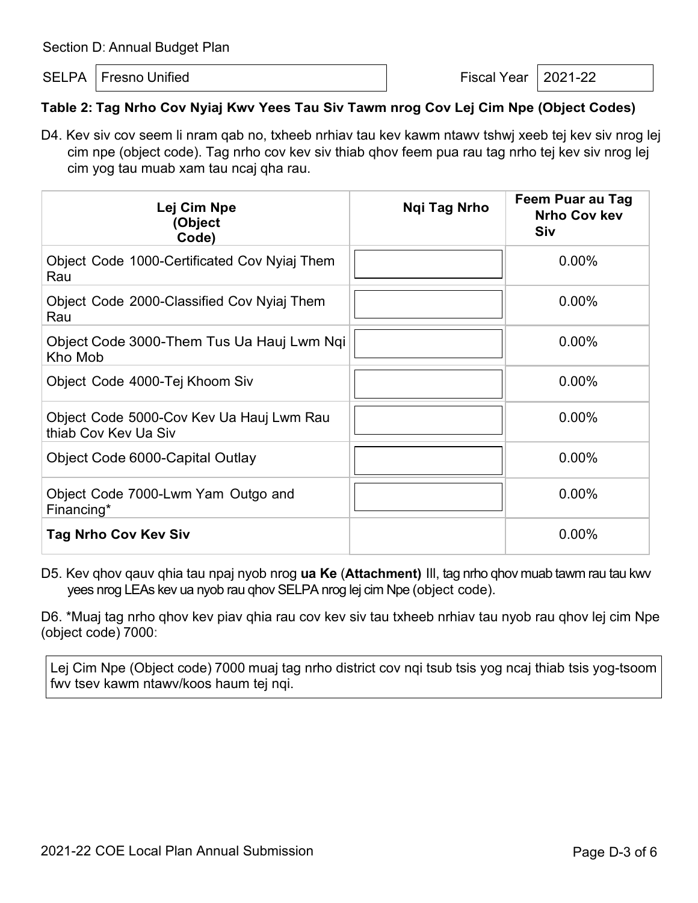Section D: Annual Budget Plan

SELPA | Fresno Unified | Fiscal Year | 2021-22

**Table 2: Tag Nrho Cov Nyiaj Kwv Yees Tau Siv Tawm nrog Cov Lej Cim Npe (Object Codes)**

D4. Kev siv cov seem li nram qab no, txheeb nrhiav tau kev kawm ntawv tshwj xeeb tej kev siv nrog lej cim npe (object code). Tag nrho cov kev siv thiab qhov feem pua rau tag nrho tej kev siv nrog lej cim yog tau muab xam tau ncaj qha rau.

| Lej Cim Npe (Object Code) | Nqi Tag Nrho | Feem Puar au Tag Nrho Cov kev Siv |
|---|---|---|
| Object Code 1000-Certificated Cov Nyiaj Them Rau | | 0.00% |
| Object Code 2000-Classified Cov Nyiaj Them Rau | | 0.00% |
| Object Code 3000-Them Tus Ua Hauj Lwm Nqi Kho Mob | | 0.00% |
| Object Code 4000-Tej Khoom Siv | | 0.00% |
| Object Code 5000-Cov Kev Ua Hauj Lwm Rau thiab Cov Kev Ua Siv | | 0.00% |
| Object Code 6000-Capital Outlay | | 0.00% |
| Object Code 7000-Lwm Yam Outgo and Financing* | | 0.00% |
| **Tag Nrho Cov Kev Siv** | | 0.00% |

D5. Kev qhov qauv qhia tau npaj nyob nrog **ua Ke** (**Attachment)** III, tag nrho qhov muab tawm rau tau kwv yees nrog LEAs kev ua nyob rau qhov SELPA nrog lej cim Npe (object code).

D6. *Muaj tag nrho qhov kev piav qhia rau cov kev siv tau txheeb nrhiav tau nyob rau qhov lej cim Npe (object code) 7000:

Lej Cim Npe (Object code) 7000 muaj tag nrho district cov nqi tsub tsis yog ncaj thiab tsis yog-tsoom fwv tsev kawm ntawv/koos haum tej nqi.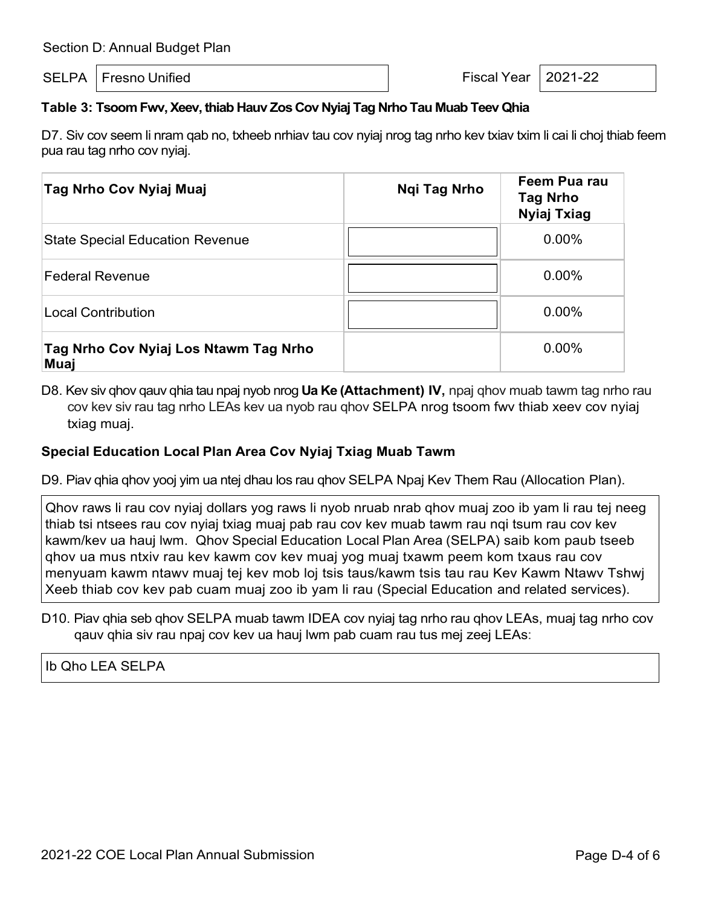Section D: Annual Budget Plan

SELPA | Fresno Unified | Fiscal Year | 2021-22

**Table 3: Tsoom Fwv, Xeev, thiab Hauv Zos Cov Nyiaj Tag Nrho Tau Muab Teev Qhia**

D7. Siv cov seem li nram qab no, txheeb nrhiav tau cov nyiaj nrog tag nrho kev txiav txim li cai li choj thiab feem pua rau tag nrho cov nyiaj.

| Tag Nrho Cov Nyiaj Muaj | Nqi Tag Nrho | Feem Pua rau Tag Nrho Nyiaj Txiag |
|---|---|---|
| State Special Education Revenue | | 0.00% |
| Federal Revenue | | 0.00% |
| Local Contribution | | 0.00% |
| **Tag Nrho Cov Nyiaj Los Ntawm Tag Nrho Muaj** | | 0.00% |

D8. Kev siv qhov qauv qhia tau npaj nyob nrog **Ua Ke (Attachment) IV,** npaj qhov muab tawm tag nrho rau cov kev siv rau tag nrho LEAs kev ua nyob rau qhov SELPA nrog tsoom fwv thiab xeev cov nyiaj txiag muaj.

**Special Education Local Plan Area Cov Nyiaj Txiag Muab Tawm**

D9. Piav qhia qhov yooj yim ua ntej dhau los rau qhov SELPA Npaj Kev Them Rau (Allocation Plan).

Qhov raws li rau cov nyiaj dollars yog raws li nyob nruab nrab qhov muaj zoo ib yam li rau tej neeg thiab tsi ntsees rau cov nyiaj txiag muaj pab rau cov kev muab tawm rau nqi tsum rau cov kev kawm/kev ua hauj lwm. Qhov Special Education Local Plan Area (SELPA) saib kom paub tseeb qhov ua mus ntxiv rau kev kawm cov kev muaj yog muaj txawm peem kom txaus rau cov menyuam kawm ntawv muaj tej kev mob loj tsis taus/kawm tsis tau rau Kev Kawm Ntawv Tshwj Xeeb thiab cov kev pab cuam muaj zoo ib yam li rau (Special Education and related services).

D10. Piav qhia seb qhov SELPA muab tawm IDEA cov nyiaj tag nrho rau qhov LEAs, muaj tag nrho cov qauv qhia siv rau npaj cov kev ua hauj lwm pab cuam rau tus mej zeej LEAs:

Ib Qho LEA SELPA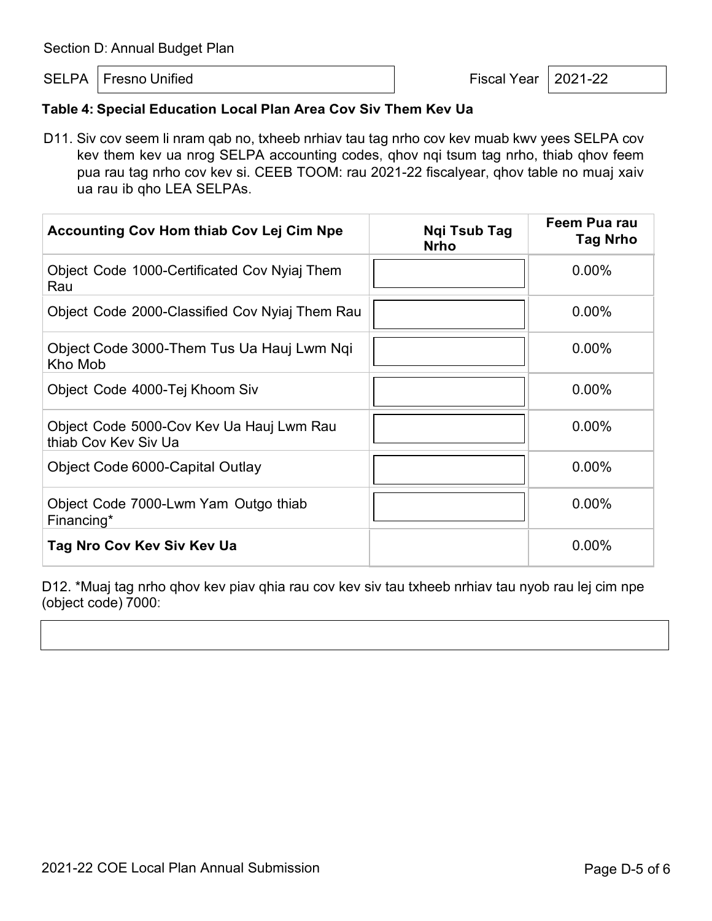Section D: Annual Budget Plan

SELPA: Fresno Unified

Fiscal Year: 2021-22

**Table 4: Special Education Local Plan Area Cov Siv Them Kev Ua**

D11. Siv cov seem li nram qab no, txheeb nrhiav tau tag nrho cov kev muab kwv yees SELPA cov kev them kev ua nrog SELPA accounting codes, qhov nqi tsum tag nrho, thiab qhov feem pua rau tag nrho cov kev si. CEEB TOOM: rau 2021-22 fiscalyear, qhov table no muaj xaiv ua rau ib qho LEA SELPAs.

| Accounting Cov Hom thiab Cov Lej Cim Npe | Nqi Tsub Tag Nrho | Feem Pua rau Tag Nrho |
|---|---|---|
| Object Code 1000-Certificated Cov Nyiaj Them Rau | | 0.00% |
| Object Code 2000-Classified Cov Nyiaj Them Rau | | 0.00% |
| Object Code 3000-Them Tus Ua Hauj Lwm Nqi Kho Mob | | 0.00% |
| Object Code 4000-Tej Khoom Siv | | 0.00% |
| Object Code 5000-Cov Kev Ua Hauj Lwm Rau thiab Cov Kev Siv Ua | | 0.00% |
| Object Code 6000-Capital Outlay | | 0.00% |
| Object Code 7000-Lwm Yam Outgo thiab Financing* | | 0.00% |
| **Tag Nro Cov Kev Siv Kev Ua** | | 0.00% |

D12. *Muaj tag nrho qhov kev piav qhia rau cov kev siv tau txheeb nrhiav tau nyob rau lej cim npe (object code) 7000: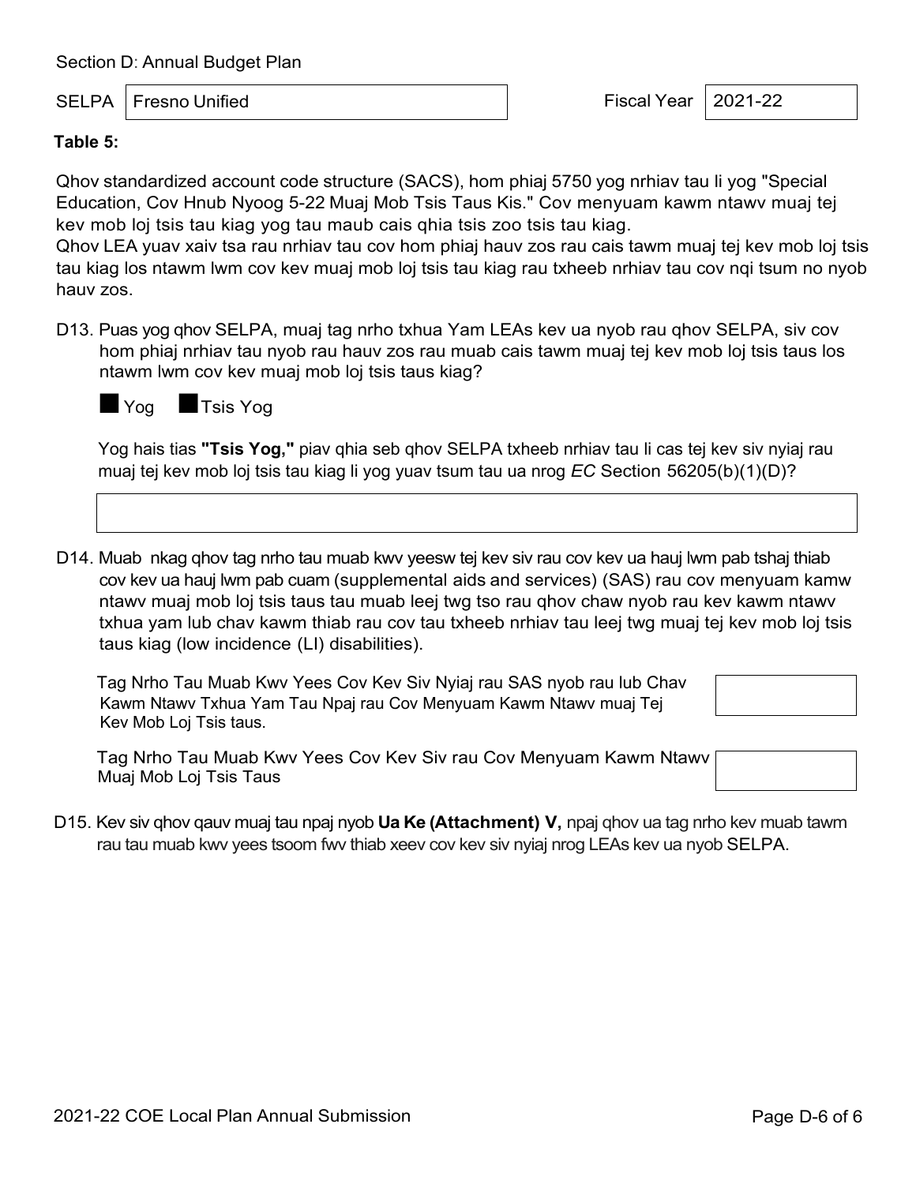Section D: Annual Budget Plan

SELPA | Fresno Unified

Fiscal Year | 2021-22

**Table 5:**

Qhov standardized account code structure (SACS), hom phiaj 5750 yog nrhiav tau li yog "Special Education, Cov Hnub Nyoog 5-22 Muaj Mob Tsis Taus Kis." Cov menyuam kawm ntawv muaj tej kev mob loj tsis tau kiag yog tau maub cais qhia tsis zoo tsis tau kiag.
Qhov LEA yuav xaiv tsa rau nrhiav tau cov hom phiaj hauv zos rau cais tawm muaj tej kev mob loj tsis tau kiag los ntawm lwm cov kev muaj mob loj tsis tau kiag rau txheeb nrhiav tau cov nqi tsum no nyob hauv zos.

D13. Puas yog qhov SELPA, muaj tag nrho txhua Yam LEAs kev ua nyob rau qhov SELPA, siv cov hom phiaj nrhiav tau nyob rau hauv zos rau muab cais tawm muaj tej kev mob loj tsis taus los ntawm lwm cov kev muaj mob loj tsis taus kiag?

■ Yog ■ Tsis Yog

Yog hais tias **"Tsis Yog,"** piav qhia seb qhov SELPA txheeb nrhiav tau li cas tej kev siv nyiaj rau muaj tej kev mob loj tsis tau kiag li yog yuav tsum tau ua nrog *EC* Section 56205(b)(1)(D)?

D14. Muab nkag qhov tag nrho tau muab kwv yeesw tej kev siv rau cov kev ua hauj lwm pab tshaj thiab cov kev ua hauj lwm pab cuam (supplemental aids and services) (SAS) rau cov menyuam kamw ntawv muaj mob loj tsis taus tau muab leej twg tso rau qhov chaw nyob rau kev kawm ntawv txhua yam lub chav kawm thiab rau cov tau txheeb nrhiav tau leej twg muaj tej kev mob loj tsis taus kiag (low incidence (LI) disabilities).

Tag Nrho Tau Muab Kwv Yees Cov Kev Siv Nyiaj rau SAS nyob rau lub Chav Kawm Ntawv Txhua Yam Tau Npaj rau Cov Menyuam Kawm Ntawv muaj Tej Kev Mob Loj Tsis taus.

Tag Nrho Tau Muab Kwv Yees Cov Kev Siv rau Cov Menyuam Kawm Ntawv Muaj Mob Loj Tsis Taus

D15. Kev siv qhov qauv muaj tau npaj nyob **Ua Ke (Attachment) V,** npaj qhov ua tag nrho kev muab tawm rau tau muab kwv yees tsoom fwv thiab xeev cov kev siv nyiaj nrog LEAs kev ua nyob SELPA.